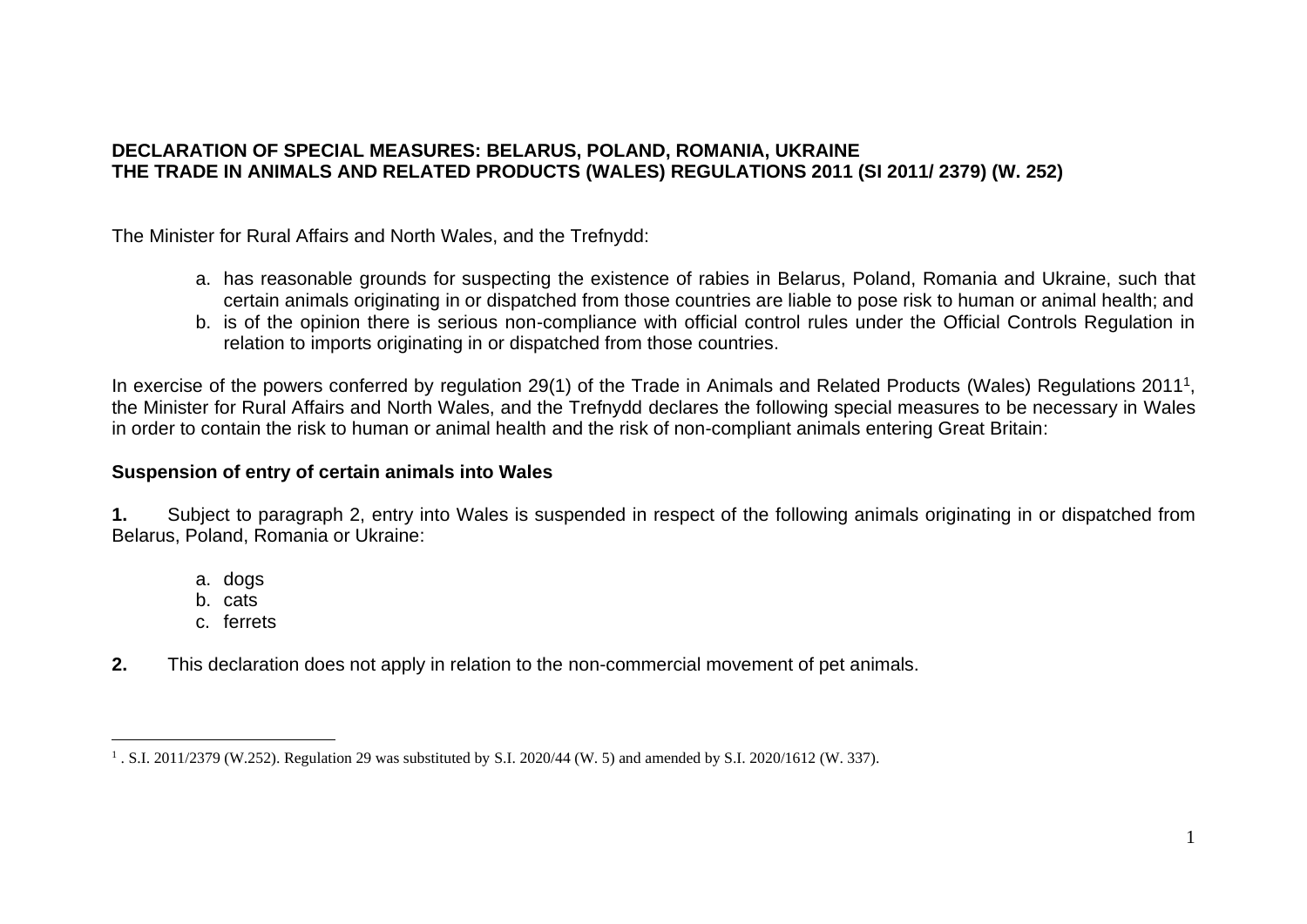**DECLARATION OF SPECIAL MEASURES: BELARUS, POLAND, ROMANIA, UKRAINE**
**THE TRADE IN ANIMALS AND RELATED PRODUCTS (WALES) REGULATIONS 2011 (SI 2011/ 2379) (W. 252)**

The Minister for Rural Affairs and North Wales, and the Trefnydd:

a. has reasonable grounds for suspecting the existence of rabies in Belarus, Poland, Romania and Ukraine, such that certain animals originating in or dispatched from those countries are liable to pose risk to human or animal health; and
b. is of the opinion there is serious non-compliance with official control rules under the Official Controls Regulation in relation to imports originating in or dispatched from those countries.

In exercise of the powers conferred by regulation 29(1) of the Trade in Animals and Related Products (Wales) Regulations 2011[1], the Minister for Rural Affairs and North Wales, and the Trefnydd declares the following special measures to be necessary in Wales in order to contain the risk to human or animal health and the risk of non-compliant animals entering Great Britain:

**Suspension of entry of certain animals into Wales**

**1.** Subject to paragraph 2, entry into Wales is suspended in respect of the following animals originating in or dispatched from Belarus, Poland, Romania or Ukraine:

a. dogs
b. cats
c. ferrets

**2.** This declaration does not apply in relation to the non-commercial movement of pet animals.

[1] . S.I. 2011/2379 (W.252). Regulation 29 was substituted by S.I. 2020/44 (W. 5) and amended by S.I. 2020/1612 (W. 337).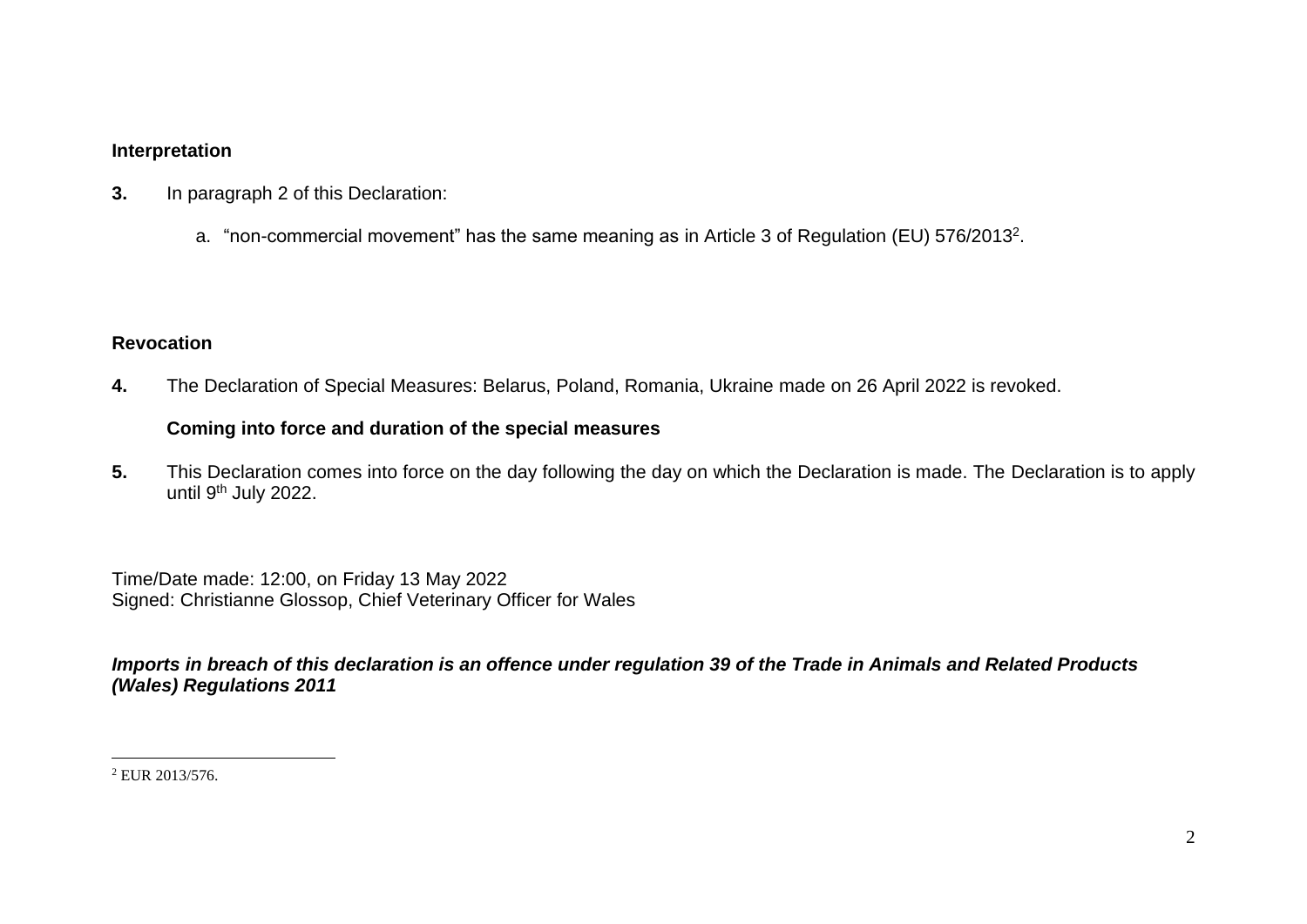**Interpretation**

**3.** In paragraph 2 of this Declaration:

a. "non-commercial movement" has the same meaning as in Article 3 of Regulation (EU) 576/2013[2].

**Revocation**

**4.** The Declaration of Special Measures: Belarus, Poland, Romania, Ukraine made on 26 April 2022 is revoked.

**Coming into force and duration of the special measures**

**5.** This Declaration comes into force on the day following the day on which the Declaration is made. The Declaration is to apply until 9th July 2022.

Time/Date made: 12:00, on Friday 13 May 2022
Signed: Christianne Glossop, Chief Veterinary Officer for Wales

***Imports in breach of this declaration is an offence under regulation 39 of the Trade in Animals and Related Products (Wales) Regulations 2011***

[2] EUR 2013/576.